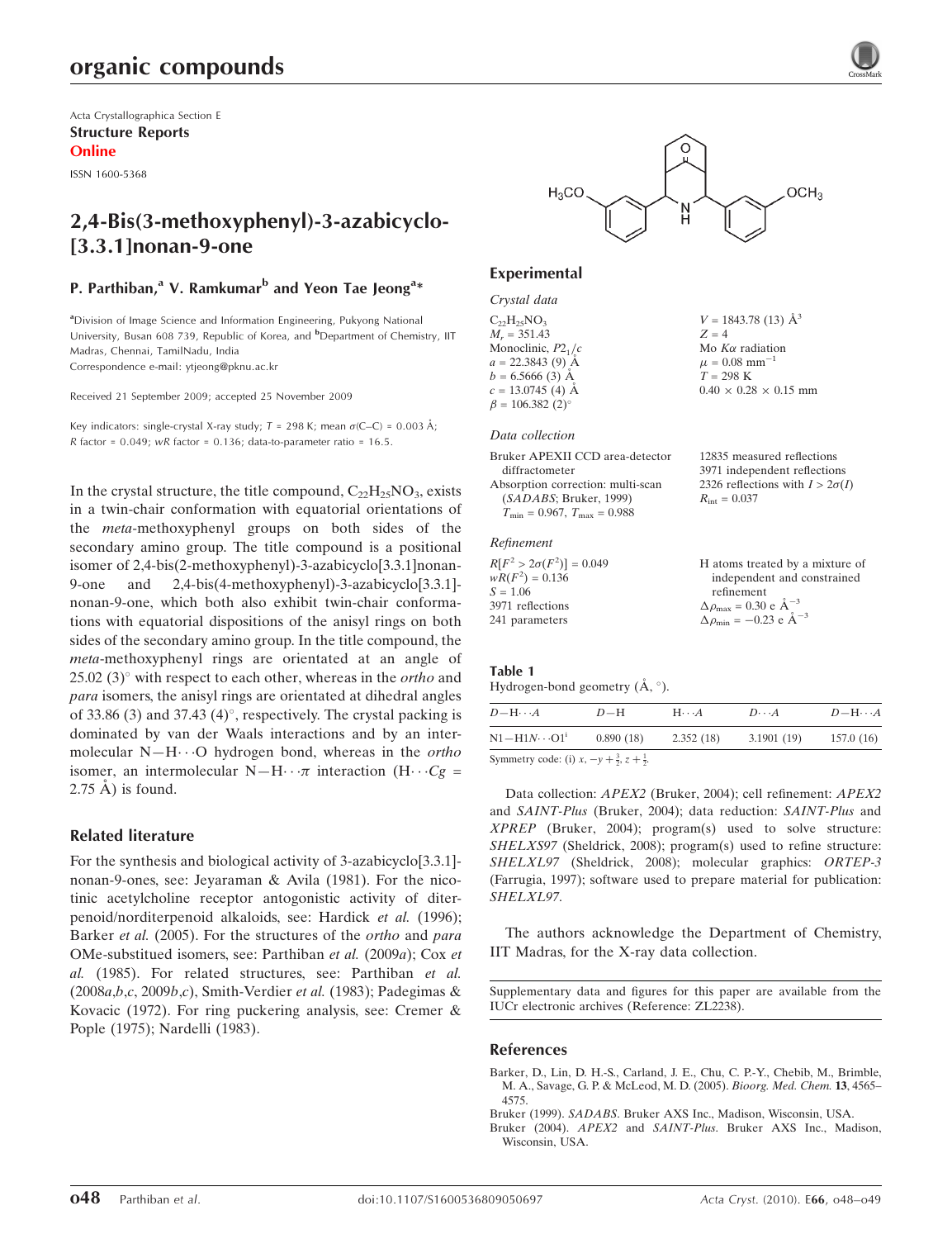Acta Crystallographica Section E
**Structure Reports Online**
ISSN 1600-5368

# 2,4-Bis(3-methoxyphenyl)-3-azabicyclo[3.3.1]nonan-9-one

## P. Parthiban,[a] V. Ramkumar[b] and Yeon Tae Jeong[a]*

[a]Division of Image Science and Information Engineering, Pukyong National University, Busan 608 739, Republic of Korea, and [b]Department of Chemistry, IIT Madras, Chennai, TamilNadu, India
Correspondence e-mail: ytjeong@pknu.ac.kr

Received 21 September 2009; accepted 25 November 2009

Key indicators: single-crystal X-ray study; $T$ = 298 K; mean $\sigma$(C–C) = 0.003 Å; $R$ factor = 0.049; $wR$ factor = 0.136; data-to-parameter ratio = 16.5.

In the crystal structure, the title compound, $C_{22}H_{25}NO_3$, exists in a twin-chair conformation with equatorial orientations of the *meta*-methoxyphenyl groups on both sides of the secondary amino group. The title compound is a positional isomer of 2,4-bis(2-methoxyphenyl)-3-azabicyclo[3.3.1]nonan-9-one and 2,4-bis(4-methoxyphenyl)-3-azabicyclo[3.3.1]-nonan-9-one, which both also exhibit twin-chair conformations with equatorial dispositions of the anisyl rings on both sides of the secondary amino group. In the title compound, the *meta*-methoxyphenyl rings are orientated at an angle of 25.02 (3)° with respect to each other, whereas in the *ortho* and *para* isomers, the anisyl rings are orientated at dihedral angles of 33.86 (3) and 37.43 (4)°, respectively. The crystal packing is dominated by van der Waals interactions and by an intermolecular N—H⋯O hydrogen bond, whereas in the *ortho* isomer, an intermolecular N—H⋯$\pi$ interaction (H⋯$Cg$ = 2.75 Å) is found.

### Related literature

For the synthesis and biological activity of 3-azabicyclo[3.3.1]-nonan-9-ones, see: Jeyaraman & Avila (1981). For the nicotinic acetylcholine receptor antogonistic activity of diterpenoid/norditerpenoid alkaloids, see: Hardick *et al.* (1996); Barker *et al.* (2005). For the structures of the *ortho* and *para* OMe-substitued isomers, see: Parthiban *et al.* (2009*a*); Cox *et al.* (1985). For related structures, see: Parthiban *et al.* (2008*a*,*b*,*c*, 2009*b*,*c*), Smith-Verdier *et al.* (1983); Padegimas & Kovacic (1972). For ring puckering analysis, see: Cremer & Pople (1975); Nardelli (1983).

## Experimental

### Crystal data

$C_{22}H_{25}NO_3$
$M_r$ = 351.43
Monoclinic, $P2_1/c$
$a$ = 22.3843 (9) Å
$b$ = 6.5666 (3) Å
$c$ = 13.0745 (4) Å
$\beta$ = 106.382 (2)°
$V$ = 1843.78 (13) Å$^3$
$Z$ = 4
Mo $K\alpha$ radiation
$\mu$ = 0.08 mm$^{-1}$
$T$ = 298 K
0.40 × 0.28 × 0.15 mm

### Data collection

Bruker APEXII CCD area-detector diffractometer
Absorption correction: multi-scan (*SADABS*; Bruker, 1999)
$T_{min}$ = 0.967, $T_{max}$ = 0.988
12835 measured reflections
3971 independent reflections
2326 reflections with $I > 2\sigma(I)$
$R_{int}$ = 0.037

### Refinement

$R[F^2 > 2\sigma(F^2)]$ = 0.049
$wR(F^2)$ = 0.136
$S$ = 1.06
3971 reflections
241 parameters
H atoms treated by a mixture of independent and constrained refinement
$\Delta\rho_{max}$ = 0.30 e Å$^{-3}$
$\Delta\rho_{min}$ = −0.23 e Å$^{-3}$

**Table 1**
Hydrogen-bond geometry (Å, °).

| $D$—H⋯$A$ | $D$—H | H⋯$A$ | $D$⋯$A$ | $D$—H⋯$A$ |
|---|---|---|---|---|
| N1—H1$N$⋯O1$^{i}$ | 0.890 (18) | 2.352 (18) | 3.1901 (19) | 157.0 (16) |

Symmetry code: (i) $x, -y+\frac{3}{2}, z+\frac{1}{2}$.

Data collection: *APEX2* (Bruker, 2004); cell refinement: *APEX2* and *SAINT-Plus* (Bruker, 2004); data reduction: *SAINT-Plus* and *XPREP* (Bruker, 2004); program(s) used to solve structure: *SHELXS97* (Sheldrick, 2008); program(s) used to refine structure: *SHELXL97* (Sheldrick, 2008); molecular graphics: *ORTEP-3* (Farrugia, 1997); software used to prepare material for publication: *SHELXL97*.

The authors acknowledge the Department of Chemistry, IIT Madras, for the X-ray data collection.

Supplementary data and figures for this paper are available from the IUCr electronic archives (Reference: ZL2238).

## References

Barker, D., Lin, D. H.-S., Carland, J. E., Chu, C. P.-Y., Chebib, M., Brimble, M. A., Savage, G. P. & McLeod, M. D. (2005). *Bioorg. Med. Chem.* **13**, 4565–4575.

Bruker (1999). *SADABS*. Bruker AXS Inc., Madison, Wisconsin, USA.

Bruker (2004). *APEX2* and *SAINT-Plus*. Bruker AXS Inc., Madison, Wisconsin, USA.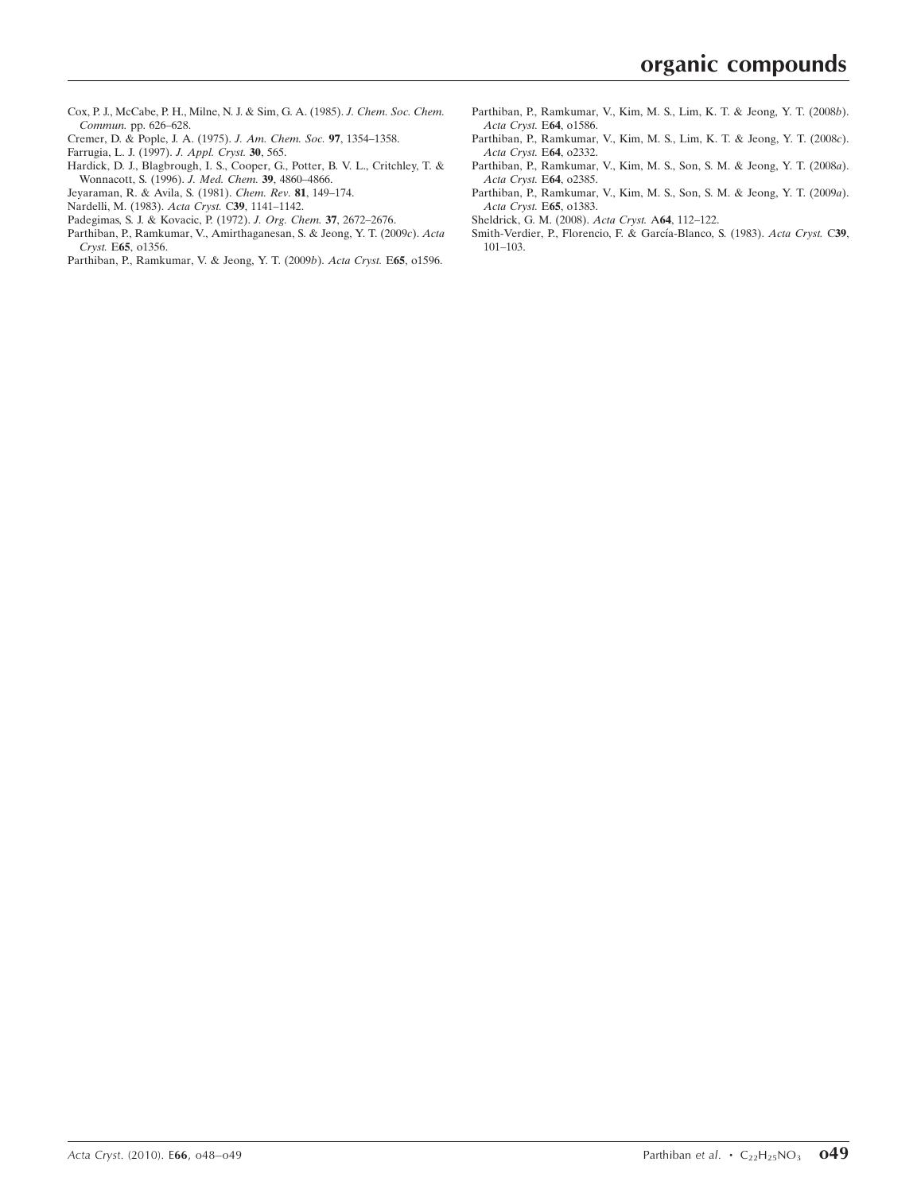Cox, P. J., McCabe, P. H., Milne, N. J. & Sim, G. A. (1985). *J. Chem. Soc. Chem. Commun.* pp. 626–628.

Cremer, D. & Pople, J. A. (1975). *J. Am. Chem. Soc.* **97**, 1354–1358.

Farrugia, L. J. (1997). *J. Appl. Cryst.* **30**, 565.

Hardick, D. J., Blagbrough, I. S., Cooper, G., Potter, B. V. L., Critchley, T. & Wonnacott, S. (1996). *J. Med. Chem.* **39**, 4860–4866.

Jeyaraman, R. & Avila, S. (1981). *Chem. Rev.* **81**, 149–174.

Nardelli, M. (1983). *Acta Cryst.* C**39**, 1141–1142.

Padegimas, S. J. & Kovacic, P. (1972). *J. Org. Chem.* **37**, 2672–2676.

Parthiban, P., Ramkumar, V., Amirthaganesan, S. & Jeong, Y. T. (2009*c*). *Acta Cryst.* E**65**, o1356.

Parthiban, P., Ramkumar, V. & Jeong, Y. T. (2009*b*). *Acta Cryst.* E**65**, o1596.

Parthiban, P., Ramkumar, V., Kim, M. S., Lim, K. T. & Jeong, Y. T. (2008*b*). *Acta Cryst.* E**64**, o1586.

Parthiban, P., Ramkumar, V., Kim, M. S., Lim, K. T. & Jeong, Y. T. (2008*c*). *Acta Cryst.* E**64**, o2332.

Parthiban, P., Ramkumar, V., Kim, M. S., Son, S. M. & Jeong, Y. T. (2008*a*). *Acta Cryst.* E**64**, o2385.

Parthiban, P., Ramkumar, V., Kim, M. S., Son, S. M. & Jeong, Y. T. (2009*a*). *Acta Cryst.* E**65**, o1383.

Sheldrick, G. M. (2008). *Acta Cryst.* A**64**, 112–122.

Smith-Verdier, P., Florencio, F. & García-Blanco, S. (1983). *Acta Cryst.* C**39**, 101–103.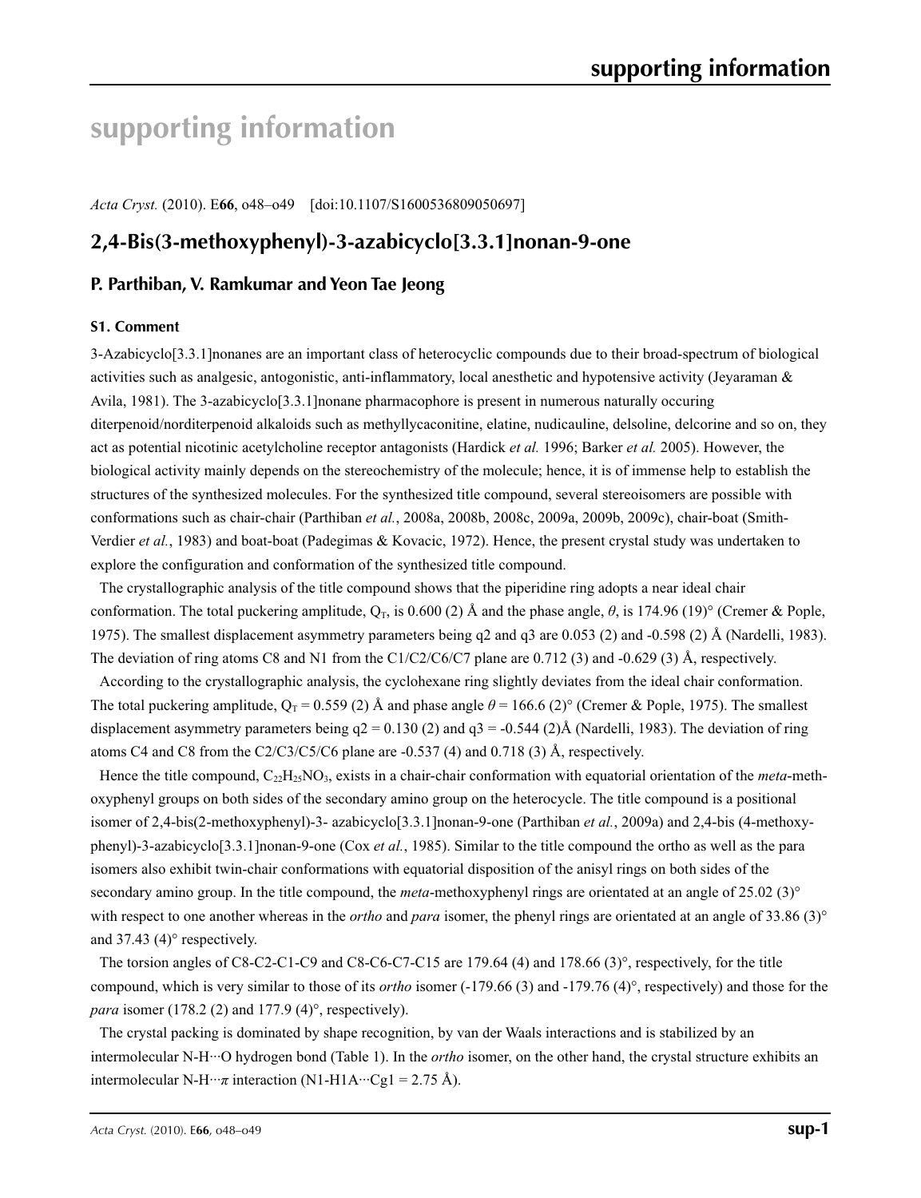# supporting information

*Acta Cryst.* (2010). E**66**, o48–o49 [doi:10.1107/S1600536809050697]

## 2,4-Bis(3-methoxyphenyl)-3-azabicyclo[3.3.1]nonan-9-one

### P. Parthiban, V. Ramkumar and Yeon Tae Jeong

#### S1. Comment

3-Azabicyclo[3.3.1]nonanes are an important class of heterocyclic compounds due to their broad-spectrum of biological activities such as analgesic, antogonistic, anti-inflammatory, local anesthetic and hypotensive activity (Jeyaraman & Avila, 1981). The 3-azabicyclo[3.3.1]nonane pharmacophore is present in numerous naturally occuring diterpenoid/norditerpenoid alkaloids such as methyllycaconitine, elatine, nudicauline, delsoline, delcorine and so on, they act as potential nicotinic acetylcholine receptor antagonists (Hardick *et al.* 1996; Barker *et al.* 2005). However, the biological activity mainly depends on the stereochemistry of the molecule; hence, it is of immense help to establish the structures of the synthesized molecules. For the synthesized title compound, several stereoisomers are possible with conformations such as chair-chair (Parthiban *et al.*, 2008a, 2008b, 2008c, 2009a, 2009b, 2009c), chair-boat (Smith-Verdier *et al.*, 1983) and boat-boat (Padegimas & Kovacic, 1972). Hence, the present crystal study was undertaken to explore the configuration and conformation of the synthesized title compound.

The crystallographic analysis of the title compound shows that the piperidine ring adopts a near ideal chair conformation. The total puckering amplitude, $Q_T$, is 0.600 (2) Å and the phase angle, $\theta$, is 174.96 (19)° (Cremer & Pople, 1975). The smallest displacement asymmetry parameters being q2 and q3 are 0.053 (2) and -0.598 (2) Å (Nardelli, 1983). The deviation of ring atoms C8 and N1 from the C1/C2/C6/C7 plane are 0.712 (3) and -0.629 (3) Å, respectively.

According to the crystallographic analysis, the cyclohexane ring slightly deviates from the ideal chair conformation. The total puckering amplitude, $Q_T$ = 0.559 (2) Å and phase angle $\theta$ = 166.6 (2)° (Cremer & Pople, 1975). The smallest displacement asymmetry parameters being q2 = 0.130 (2) and q3 = -0.544 (2)Å (Nardelli, 1983). The deviation of ring atoms C4 and C8 from the C2/C3/C5/C6 plane are -0.537 (4) and 0.718 (3) Å, respectively.

Hence the title compound, $C_{22}H_{25}NO_3$, exists in a chair-chair conformation with equatorial orientation of the *meta*-methoxyphenyl groups on both sides of the secondary amino group on the heterocycle. The title compound is a positional isomer of 2,4-bis(2-methoxyphenyl)-3- azabicyclo[3.3.1]nonan-9-one (Parthiban *et al.*, 2009a) and 2,4-bis (4-methoxyphenyl)-3-azabicyclo[3.3.1]nonan-9-one (Cox *et al.*, 1985). Similar to the title compound the ortho as well as the para isomers also exhibit twin-chair conformations with equatorial disposition of the anisyl rings on both sides of the secondary amino group. In the title compound, the *meta*-methoxyphenyl rings are orientated at an angle of 25.02 (3)° with respect to one another whereas in the *ortho* and *para* isomer, the phenyl rings are orientated at an angle of 33.86 (3)° and 37.43 (4)° respectively.

The torsion angles of C8-C2-C1-C9 and C8-C6-C7-C15 are 179.64 (4) and 178.66 (3)°, respectively, for the title compound, which is very similar to those of its *ortho* isomer (-179.66 (3) and -179.76 (4)°, respectively) and those for the *para* isomer (178.2 (2) and 177.9 (4)°, respectively).

The crystal packing is dominated by shape recognition, by van der Waals interactions and is stabilized by an intermolecular N-H···O hydrogen bond (Table 1). In the *ortho* isomer, on the other hand, the crystal structure exhibits an intermolecular N-H···$\pi$ interaction (N1-H1A···Cg1 = 2.75 Å).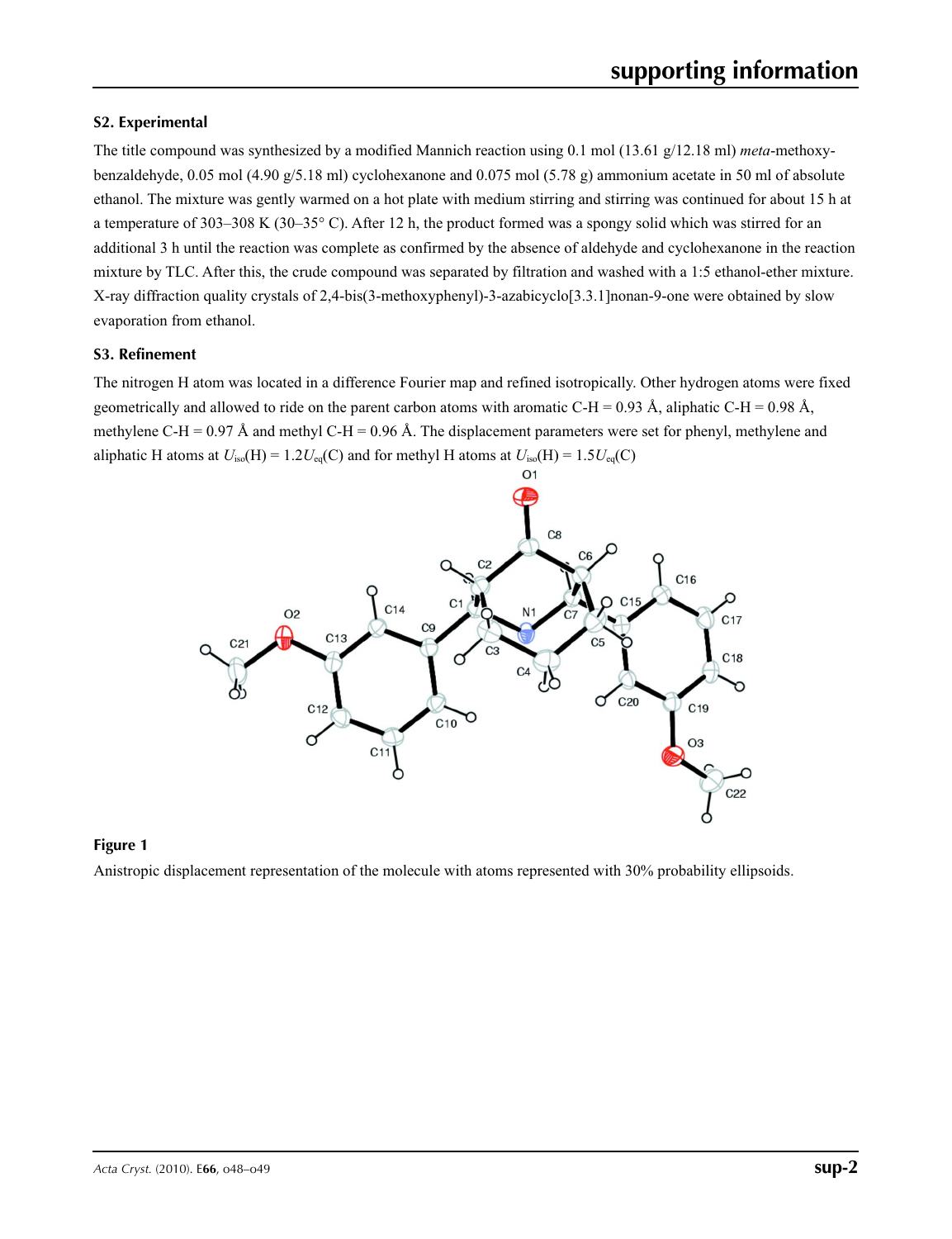## S2. Experimental

The title compound was synthesized by a modified Mannich reaction using 0.1 mol (13.61 g/12.18 ml) *meta*-methoxybenzaldehyde, 0.05 mol (4.90 g/5.18 ml) cyclohexanone and 0.075 mol (5.78 g) ammonium acetate in 50 ml of absolute ethanol. The mixture was gently warmed on a hot plate with medium stirring and stirring was continued for about 15 h at a temperature of 303–308 K (30–35° C). After 12 h, the product formed was a spongy solid which was stirred for an additional 3 h until the reaction was complete as confirmed by the absence of aldehyde and cyclohexanone in the reaction mixture by TLC. After this, the crude compound was separated by filtration and washed with a 1:5 ethanol-ether mixture. X-ray diffraction quality crystals of 2,4-bis(3-methoxyphenyl)-3-azabicyclo[3.3.1]nonan-9-one were obtained by slow evaporation from ethanol.

## S3. Refinement

The nitrogen H atom was located in a difference Fourier map and refined isotropically. Other hydrogen atoms were fixed geometrically and allowed to ride on the parent carbon atoms with aromatic C-H = 0.93 Å, aliphatic C-H = 0.98 Å, methylene C-H = 0.97 Å and methyl C-H = 0.96 Å. The displacement parameters were set for phenyl, methylene and aliphatic H atoms at $U_{iso}(H) = 1.2U_{eq}(C)$ and for methyl H atoms at $U_{iso}(H) = 1.5U_{eq}(C)$

**Figure 1**

Anistropic displacement representation of the molecule with atoms represented with 30% probability ellipsoids.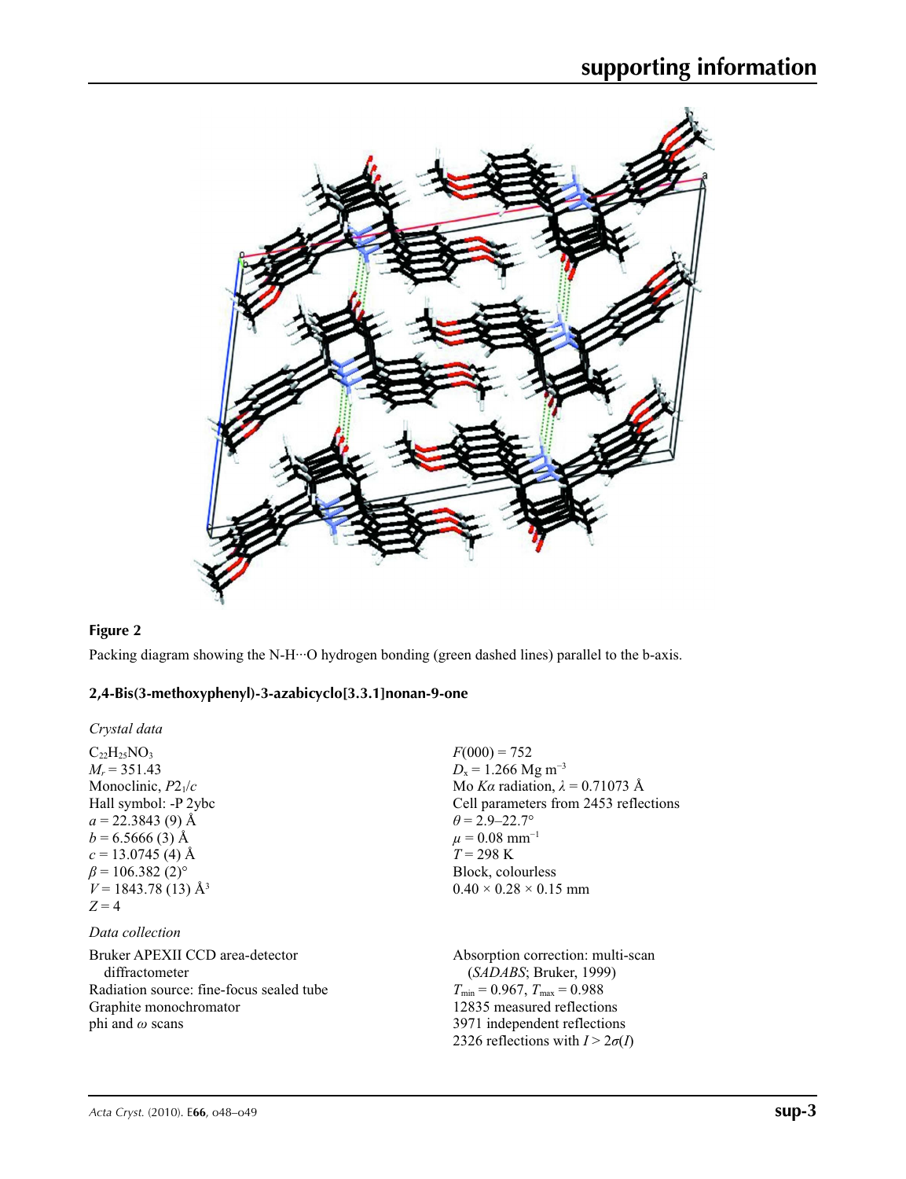**Figure 2**

Packing diagram showing the N-H···O hydrogen bonding (green dashed lines) parallel to the b-axis.

## 2,4-Bis(3-methoxyphenyl)-3-azabicyclo[3.3.1]nonan-9-one

### *Crystal data*

$C_{22}H_{25}NO_3$
$M_r = 351.43$
Monoclinic, $P2_1/c$
Hall symbol: -P 2ybc
$a = 22.3843$ (9) Å
$b = 6.5666$ (3) Å
$c = 13.0745$ (4) Å
$\beta = 106.382$ (2)°
$V = 1843.78$ (13) Å$^3$
$Z = 4$
$F(000) = 752$
$D_x = 1.266$ Mg m$^{-3}$
Mo $K\alpha$ radiation, $\lambda = 0.71073$ Å
Cell parameters from 2453 reflections
$\theta = 2.9$–$22.7°$
$\mu = 0.08$ mm$^{-1}$
$T = 298$ K
Block, colourless
0.40 × 0.28 × 0.15 mm

### *Data collection*

Bruker APEXII CCD area-detector diffractometer
Radiation source: fine-focus sealed tube
Graphite monochromator
phi and $\omega$ scans
Absorption correction: multi-scan (*SADABS*; Bruker, 1999)
$T_{\min} = 0.967$, $T_{\max} = 0.988$
12835 measured reflections
3971 independent reflections
2326 reflections with $I > 2\sigma(I)$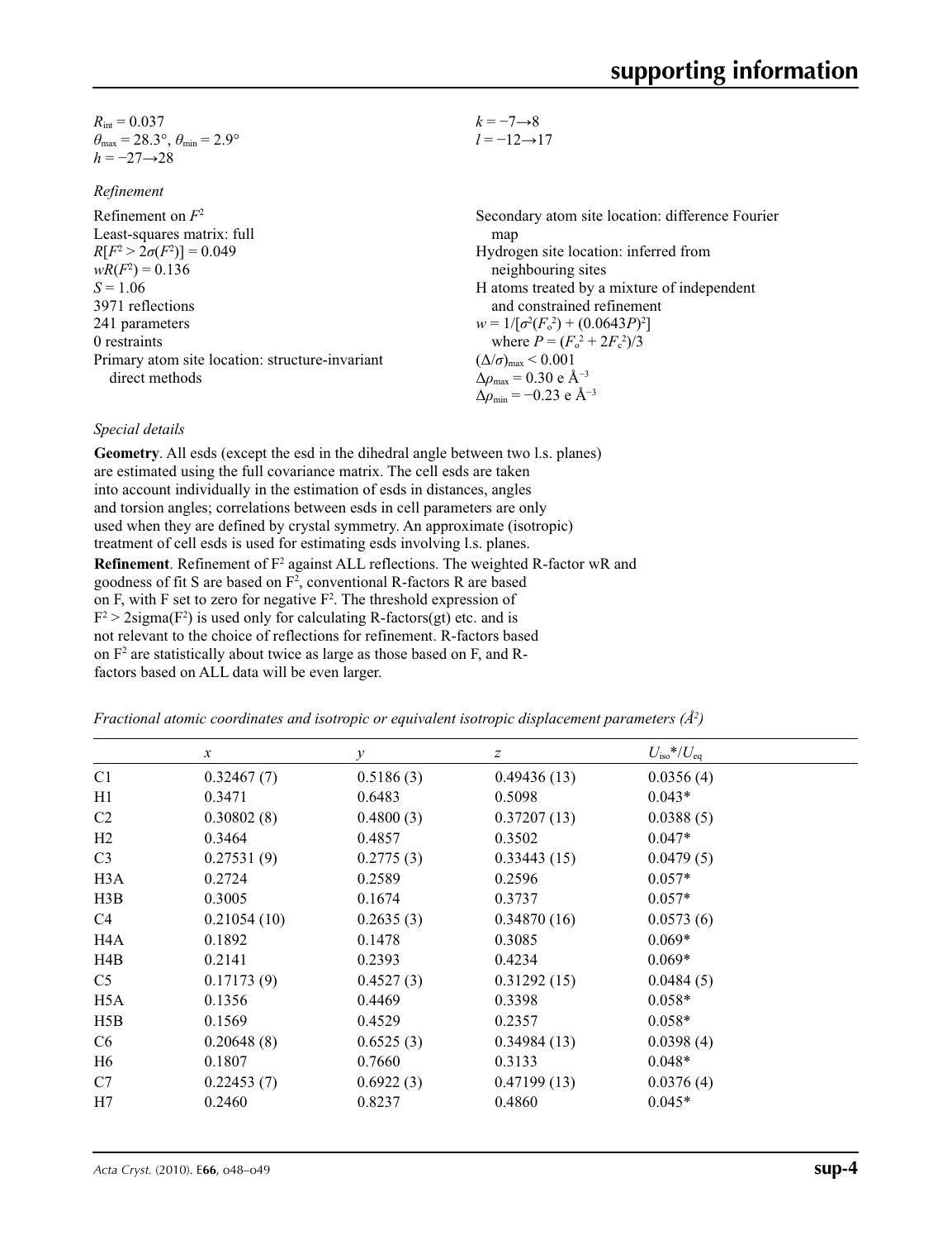$R_{int} = 0.037$
$\theta_{max} = 28.3°$, $\theta_{min} = 2.9°$
$h = -27 \rightarrow 28$
$k = -7 \rightarrow 8$
$l = -12 \rightarrow 17$

*Refinement*

Refinement on $F^2$
Least-squares matrix: full
$R[F^2 > 2\sigma(F^2)] = 0.049$
$wR(F^2) = 0.136$
$S = 1.06$
3971 reflections
241 parameters
0 restraints
Primary atom site location: structure-invariant direct methods
Secondary atom site location: difference Fourier map
Hydrogen site location: inferred from neighbouring sites
H atoms treated by a mixture of independent and constrained refinement
$w = 1/[\sigma^2(F_o^2) + (0.0643P)^2]$
where $P = (F_o^2 + 2F_c^2)/3$
$(\Delta/\sigma)_{max} < 0.001$
$\Delta\rho_{max} = 0.30$ e Å$^{-3}$
$\Delta\rho_{min} = -0.23$ e Å$^{-3}$

*Special details*

**Geometry**. All esds (except the esd in the dihedral angle between two l.s. planes) are estimated using the full covariance matrix. The cell esds are taken into account individually in the estimation of esds in distances, angles and torsion angles; correlations between esds in cell parameters are only used when they are defined by crystal symmetry. An approximate (isotropic) treatment of cell esds is used for estimating esds involving l.s. planes.

**Refinement**. Refinement of $F^2$ against ALL reflections. The weighted R-factor wR and goodness of fit S are based on $F^2$, conventional R-factors R are based on F, with F set to zero for negative $F^2$. The threshold expression of $F^2 > 2\text{sigma}(F^2)$ is used only for calculating R-factors(gt) etc. and is not relevant to the choice of reflections for refinement. R-factors based on $F^2$ are statistically about twice as large as those based on F, and R-factors based on ALL data will be even larger.

*Fractional atomic coordinates and isotropic or equivalent isotropic displacement parameters (Å$^2$)*

| | *x* | *y* | *z* | $U_{iso}$*/$U_{eq}$ |
|---|---|---|---|---|
| C1 | 0.32467 (7) | 0.5186 (3) | 0.49436 (13) | 0.0356 (4) |
| H1 | 0.3471 | 0.6483 | 0.5098 | 0.043* |
| C2 | 0.30802 (8) | 0.4800 (3) | 0.37207 (13) | 0.0388 (5) |
| H2 | 0.3464 | 0.4857 | 0.3502 | 0.047* |
| C3 | 0.27531 (9) | 0.2775 (3) | 0.33443 (15) | 0.0479 (5) |
| H3A | 0.2724 | 0.2589 | 0.2596 | 0.057* |
| H3B | 0.3005 | 0.1674 | 0.3737 | 0.057* |
| C4 | 0.21054 (10) | 0.2635 (3) | 0.34870 (16) | 0.0573 (6) |
| H4A | 0.1892 | 0.1478 | 0.3085 | 0.069* |
| H4B | 0.2141 | 0.2393 | 0.4234 | 0.069* |
| C5 | 0.17173 (9) | 0.4527 (3) | 0.31292 (15) | 0.0484 (5) |
| H5A | 0.1356 | 0.4469 | 0.3398 | 0.058* |
| H5B | 0.1569 | 0.4529 | 0.2357 | 0.058* |
| C6 | 0.20648 (8) | 0.6525 (3) | 0.34984 (13) | 0.0398 (4) |
| H6 | 0.1807 | 0.7660 | 0.3133 | 0.048* |
| C7 | 0.22453 (7) | 0.6922 (3) | 0.47199 (13) | 0.0376 (4) |
| H7 | 0.2460 | 0.8237 | 0.4860 | 0.045* |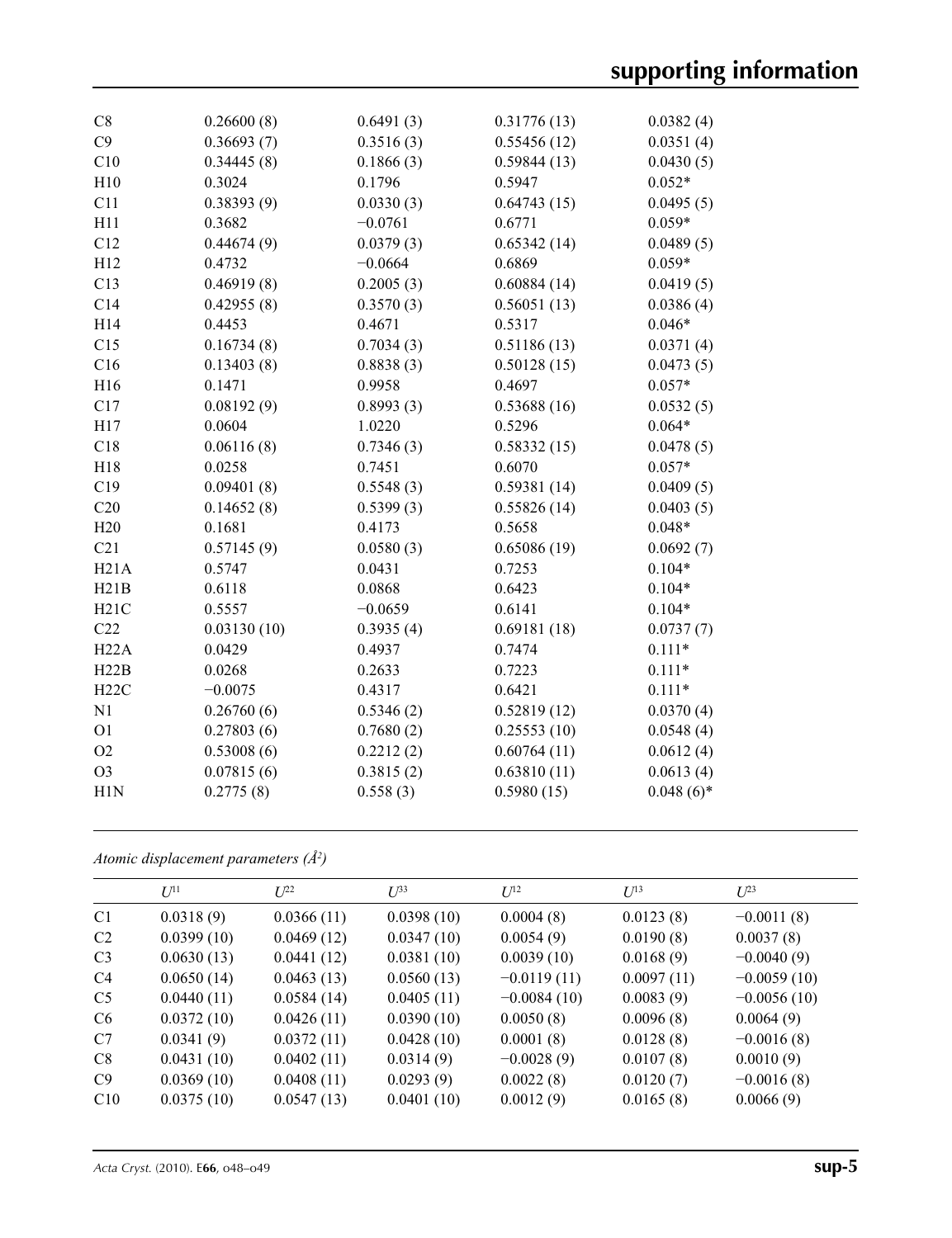| | | | | |
|---|---|---|---|---|
| C8 | 0.26600 (8) | 0.6491 (3) | 0.31776 (13) | 0.0382 (4) |
| C9 | 0.36693 (7) | 0.3516 (3) | 0.55456 (12) | 0.0351 (4) |
| C10 | 0.34445 (8) | 0.1866 (3) | 0.59844 (13) | 0.0430 (5) |
| H10 | 0.3024 | 0.1796 | 0.5947 | 0.052* |
| C11 | 0.38393 (9) | 0.0330 (3) | 0.64743 (15) | 0.0495 (5) |
| H11 | 0.3682 | −0.0761 | 0.6771 | 0.059* |
| C12 | 0.44674 (9) | 0.0379 (3) | 0.65342 (14) | 0.0489 (5) |
| H12 | 0.4732 | −0.0664 | 0.6869 | 0.059* |
| C13 | 0.46919 (8) | 0.2005 (3) | 0.60884 (14) | 0.0419 (5) |
| C14 | 0.42955 (8) | 0.3570 (3) | 0.56051 (13) | 0.0386 (4) |
| H14 | 0.4453 | 0.4671 | 0.5317 | 0.046* |
| C15 | 0.16734 (8) | 0.7034 (3) | 0.51186 (13) | 0.0371 (4) |
| C16 | 0.13403 (8) | 0.8838 (3) | 0.50128 (15) | 0.0473 (5) |
| H16 | 0.1471 | 0.9958 | 0.4697 | 0.057* |
| C17 | 0.08192 (9) | 0.8993 (3) | 0.53688 (16) | 0.0532 (5) |
| H17 | 0.0604 | 1.0220 | 0.5296 | 0.064* |
| C18 | 0.06116 (8) | 0.7346 (3) | 0.58332 (15) | 0.0478 (5) |
| H18 | 0.0258 | 0.7451 | 0.6070 | 0.057* |
| C19 | 0.09401 (8) | 0.5548 (3) | 0.59381 (14) | 0.0409 (5) |
| C20 | 0.14652 (8) | 0.5399 (3) | 0.55826 (14) | 0.0403 (5) |
| H20 | 0.1681 | 0.4173 | 0.5658 | 0.048* |
| C21 | 0.57145 (9) | 0.0580 (3) | 0.65086 (19) | 0.0692 (7) |
| H21A | 0.5747 | 0.0431 | 0.7253 | 0.104* |
| H21B | 0.6118 | 0.0868 | 0.6423 | 0.104* |
| H21C | 0.5557 | −0.0659 | 0.6141 | 0.104* |
| C22 | 0.03130 (10) | 0.3935 (4) | 0.69181 (18) | 0.0737 (7) |
| H22A | 0.0429 | 0.4937 | 0.7474 | 0.111* |
| H22B | 0.0268 | 0.2633 | 0.7223 | 0.111* |
| H22C | −0.0075 | 0.4317 | 0.6421 | 0.111* |
| N1 | 0.26760 (6) | 0.5346 (2) | 0.52819 (12) | 0.0370 (4) |
| O1 | 0.27803 (6) | 0.7680 (2) | 0.25553 (10) | 0.0548 (4) |
| O2 | 0.53008 (6) | 0.2212 (2) | 0.60764 (11) | 0.0612 (4) |
| O3 | 0.07815 (6) | 0.3815 (2) | 0.63810 (11) | 0.0613 (4) |
| H1N | 0.2775 (8) | 0.558 (3) | 0.5980 (15) | 0.048 (6)* |

*Atomic displacement parameters (Å²)*

| | $U^{11}$ | $U^{22}$ | $U^{33}$ | $U^{12}$ | $U^{13}$ | $U^{23}$ |
|---|---|---|---|---|---|---|
| C1 | 0.0318 (9) | 0.0366 (11) | 0.0398 (10) | 0.0004 (8) | 0.0123 (8) | −0.0011 (8) |
| C2 | 0.0399 (10) | 0.0469 (12) | 0.0347 (10) | 0.0054 (9) | 0.0190 (8) | 0.0037 (8) |
| C3 | 0.0630 (13) | 0.0441 (12) | 0.0381 (10) | 0.0039 (10) | 0.0168 (9) | −0.0040 (9) |
| C4 | 0.0650 (14) | 0.0463 (13) | 0.0560 (13) | −0.0119 (11) | 0.0097 (11) | −0.0059 (10) |
| C5 | 0.0440 (11) | 0.0584 (14) | 0.0405 (11) | −0.0084 (10) | 0.0083 (9) | −0.0056 (10) |
| C6 | 0.0372 (10) | 0.0426 (11) | 0.0390 (10) | 0.0050 (8) | 0.0096 (8) | 0.0064 (9) |
| C7 | 0.0341 (9) | 0.0372 (11) | 0.0428 (10) | 0.0001 (8) | 0.0128 (8) | −0.0016 (8) |
| C8 | 0.0431 (10) | 0.0402 (11) | 0.0314 (9) | −0.0028 (9) | 0.0107 (8) | 0.0010 (9) |
| C9 | 0.0369 (10) | 0.0408 (11) | 0.0293 (9) | 0.0022 (8) | 0.0120 (7) | −0.0016 (8) |
| C10 | 0.0375 (10) | 0.0547 (13) | 0.0401 (10) | 0.0012 (9) | 0.0165 (8) | 0.0066 (9) |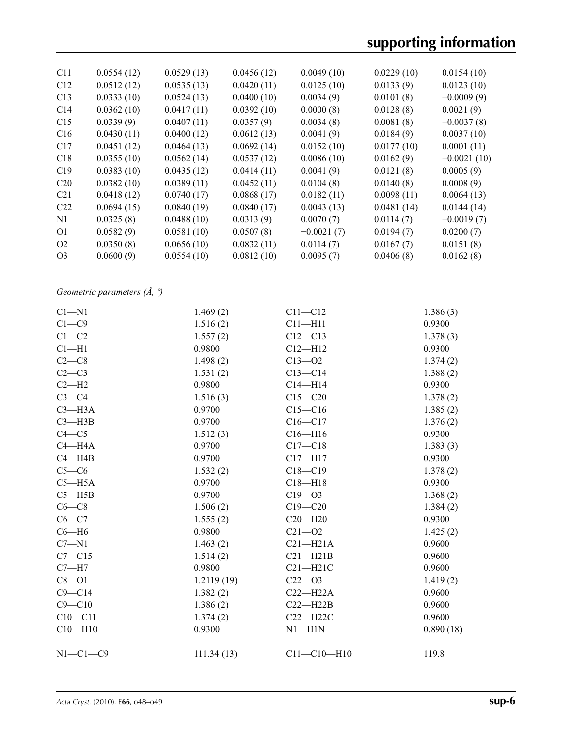|  |  |  |  |  |  |  |
|---|---|---|---|---|---|---|
| C11 | 0.0554 (12) | 0.0529 (13) | 0.0456 (12) | 0.0049 (10) | 0.0229 (10) | 0.0154 (10) |
| C12 | 0.0512 (12) | 0.0535 (13) | 0.0420 (11) | 0.0125 (10) | 0.0133 (9) | 0.0123 (10) |
| C13 | 0.0333 (10) | 0.0524 (13) | 0.0400 (10) | 0.0034 (9) | 0.0101 (8) | −0.0009 (9) |
| C14 | 0.0362 (10) | 0.0417 (11) | 0.0392 (10) | 0.0000 (8) | 0.0128 (8) | 0.0021 (9) |
| C15 | 0.0339 (9) | 0.0407 (11) | 0.0357 (9) | 0.0034 (8) | 0.0081 (8) | −0.0037 (8) |
| C16 | 0.0430 (11) | 0.0400 (12) | 0.0612 (13) | 0.0041 (9) | 0.0184 (9) | 0.0037 (10) |
| C17 | 0.0451 (12) | 0.0464 (13) | 0.0692 (14) | 0.0152 (10) | 0.0177 (10) | 0.0001 (11) |
| C18 | 0.0355 (10) | 0.0562 (14) | 0.0537 (12) | 0.0086 (10) | 0.0162 (9) | −0.0021 (10) |
| C19 | 0.0383 (10) | 0.0435 (12) | 0.0414 (11) | 0.0041 (9) | 0.0121 (8) | 0.0005 (9) |
| C20 | 0.0382 (10) | 0.0389 (11) | 0.0452 (11) | 0.0104 (8) | 0.0140 (8) | 0.0008 (9) |
| C21 | 0.0418 (12) | 0.0740 (17) | 0.0868 (17) | 0.0182 (11) | 0.0098 (11) | 0.0064 (13) |
| C22 | 0.0694 (15) | 0.0840 (19) | 0.0840 (17) | 0.0043 (13) | 0.0481 (14) | 0.0144 (14) |
| N1 | 0.0325 (8) | 0.0488 (10) | 0.0313 (9) | 0.0070 (7) | 0.0114 (7) | −0.0019 (7) |
| O1 | 0.0582 (9) | 0.0581 (10) | 0.0507 (8) | −0.0021 (7) | 0.0194 (7) | 0.0200 (7) |
| O2 | 0.0350 (8) | 0.0656 (10) | 0.0832 (11) | 0.0114 (7) | 0.0167 (7) | 0.0151 (8) |
| O3 | 0.0600 (9) | 0.0554 (10) | 0.0812 (10) | 0.0095 (7) | 0.0406 (8) | 0.0162 (8) |

*Geometric parameters (Å, º)*

|  |  |  |  |
|---|---|---|---|
| C1—N1 | 1.469 (2) | C11—C12 | 1.386 (3) |
| C1—C9 | 1.516 (2) | C11—H11 | 0.9300 |
| C1—C2 | 1.557 (2) | C12—C13 | 1.378 (3) |
| C1—H1 | 0.9800 | C12—H12 | 0.9300 |
| C2—C8 | 1.498 (2) | C13—O2 | 1.374 (2) |
| C2—C3 | 1.531 (2) | C13—C14 | 1.388 (2) |
| C2—H2 | 0.9800 | C14—H14 | 0.9300 |
| C3—C4 | 1.516 (3) | C15—C20 | 1.378 (2) |
| C3—H3A | 0.9700 | C15—C16 | 1.385 (2) |
| C3—H3B | 0.9700 | C16—C17 | 1.376 (2) |
| C4—C5 | 1.512 (3) | C16—H16 | 0.9300 |
| C4—H4A | 0.9700 | C17—C18 | 1.383 (3) |
| C4—H4B | 0.9700 | C17—H17 | 0.9300 |
| C5—C6 | 1.532 (2) | C18—C19 | 1.378 (2) |
| C5—H5A | 0.9700 | C18—H18 | 0.9300 |
| C5—H5B | 0.9700 | C19—O3 | 1.368 (2) |
| C6—C8 | 1.506 (2) | C19—C20 | 1.384 (2) |
| C6—C7 | 1.555 (2) | C20—H20 | 0.9300 |
| C6—H6 | 0.9800 | C21—O2 | 1.425 (2) |
| C7—N1 | 1.463 (2) | C21—H21A | 0.9600 |
| C7—C15 | 1.514 (2) | C21—H21B | 0.9600 |
| C7—H7 | 0.9800 | C21—H21C | 0.9600 |
| C8—O1 | 1.2119 (19) | C22—O3 | 1.419 (2) |
| C9—C14 | 1.382 (2) | C22—H22A | 0.9600 |
| C9—C10 | 1.386 (2) | C22—H22B | 0.9600 |
| C10—C11 | 1.374 (2) | C22—H22C | 0.9600 |
| C10—H10 | 0.9300 | N1—H1N | 0.890 (18) |
|  |  |  |  |
| N1—C1—C9 | 111.34 (13) | C11—C10—H10 | 119.8 |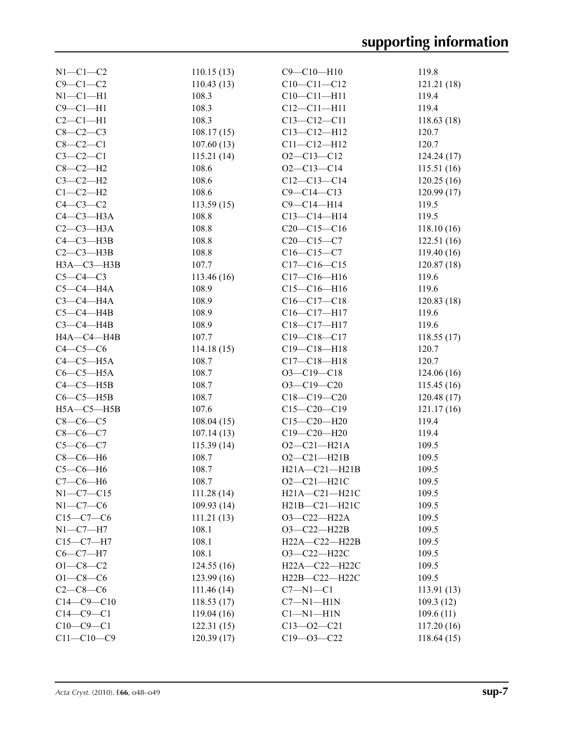| | | | |
|---|---|---|---|
| N1—C1—C2 | 110.15 (13) | C9—C10—H10 | 119.8 |
| C9—C1—C2 | 110.43 (13) | C10—C11—C12 | 121.21 (18) |
| N1—C1—H1 | 108.3 | C10—C11—H11 | 119.4 |
| C9—C1—H1 | 108.3 | C12—C11—H11 | 119.4 |
| C2—C1—H1 | 108.3 | C13—C12—C11 | 118.63 (18) |
| C8—C2—C3 | 108.17 (15) | C13—C12—H12 | 120.7 |
| C8—C2—C1 | 107.60 (13) | C11—C12—H12 | 120.7 |
| C3—C2—C1 | 115.21 (14) | O2—C13—C12 | 124.24 (17) |
| C8—C2—H2 | 108.6 | O2—C13—C14 | 115.51 (16) |
| C3—C2—H2 | 108.6 | C12—C13—C14 | 120.25 (16) |
| C1—C2—H2 | 108.6 | C9—C14—C13 | 120.99 (17) |
| C4—C3—C2 | 113.59 (15) | C9—C14—H14 | 119.5 |
| C4—C3—H3A | 108.8 | C13—C14—H14 | 119.5 |
| C2—C3—H3A | 108.8 | C20—C15—C16 | 118.10 (16) |
| C4—C3—H3B | 108.8 | C20—C15—C7 | 122.51 (16) |
| C2—C3—H3B | 108.8 | C16—C15—C7 | 119.40 (16) |
| H3A—C3—H3B | 107.7 | C17—C16—C15 | 120.87 (18) |
| C5—C4—C3 | 113.46 (16) | C17—C16—H16 | 119.6 |
| C5—C4—H4A | 108.9 | C15—C16—H16 | 119.6 |
| C3—C4—H4A | 108.9 | C16—C17—C18 | 120.83 (18) |
| C5—C4—H4B | 108.9 | C16—C17—H17 | 119.6 |
| C3—C4—H4B | 108.9 | C18—C17—H17 | 119.6 |
| H4A—C4—H4B | 107.7 | C19—C18—C17 | 118.55 (17) |
| C4—C5—C6 | 114.18 (15) | C19—C18—H18 | 120.7 |
| C4—C5—H5A | 108.7 | C17—C18—H18 | 120.7 |
| C6—C5—H5A | 108.7 | O3—C19—C18 | 124.06 (16) |
| C4—C5—H5B | 108.7 | O3—C19—C20 | 115.45 (16) |
| C6—C5—H5B | 108.7 | C18—C19—C20 | 120.48 (17) |
| H5A—C5—H5B | 107.6 | C15—C20—C19 | 121.17 (16) |
| C8—C6—C5 | 108.04 (15) | C15—C20—H20 | 119.4 |
| C8—C6—C7 | 107.14 (13) | C19—C20—H20 | 119.4 |
| C5—C6—C7 | 115.39 (14) | O2—C21—H21A | 109.5 |
| C8—C6—H6 | 108.7 | O2—C21—H21B | 109.5 |
| C5—C6—H6 | 108.7 | H21A—C21—H21B | 109.5 |
| C7—C6—H6 | 108.7 | O2—C21—H21C | 109.5 |
| N1—C7—C15 | 111.28 (14) | H21A—C21—H21C | 109.5 |
| N1—C7—C6 | 109.93 (14) | H21B—C21—H21C | 109.5 |
| C15—C7—C6 | 111.21 (13) | O3—C22—H22A | 109.5 |
| N1—C7—H7 | 108.1 | O3—C22—H22B | 109.5 |
| C15—C7—H7 | 108.1 | H22A—C22—H22B | 109.5 |
| C6—C7—H7 | 108.1 | O3—C22—H22C | 109.5 |
| O1—C8—C2 | 124.55 (16) | H22A—C22—H22C | 109.5 |
| O1—C8—C6 | 123.99 (16) | H22B—C22—H22C | 109.5 |
| C2—C8—C6 | 111.46 (14) | C7—N1—C1 | 113.91 (13) |
| C14—C9—C10 | 118.53 (17) | C7—N1—H1N | 109.3 (12) |
| C14—C9—C1 | 119.04 (16) | C1—N1—H1N | 109.6 (11) |
| C10—C9—C1 | 122.31 (15) | C13—O2—C21 | 117.20 (16) |
| C11—C10—C9 | 120.39 (17) | C19—O3—C22 | 118.64 (15) |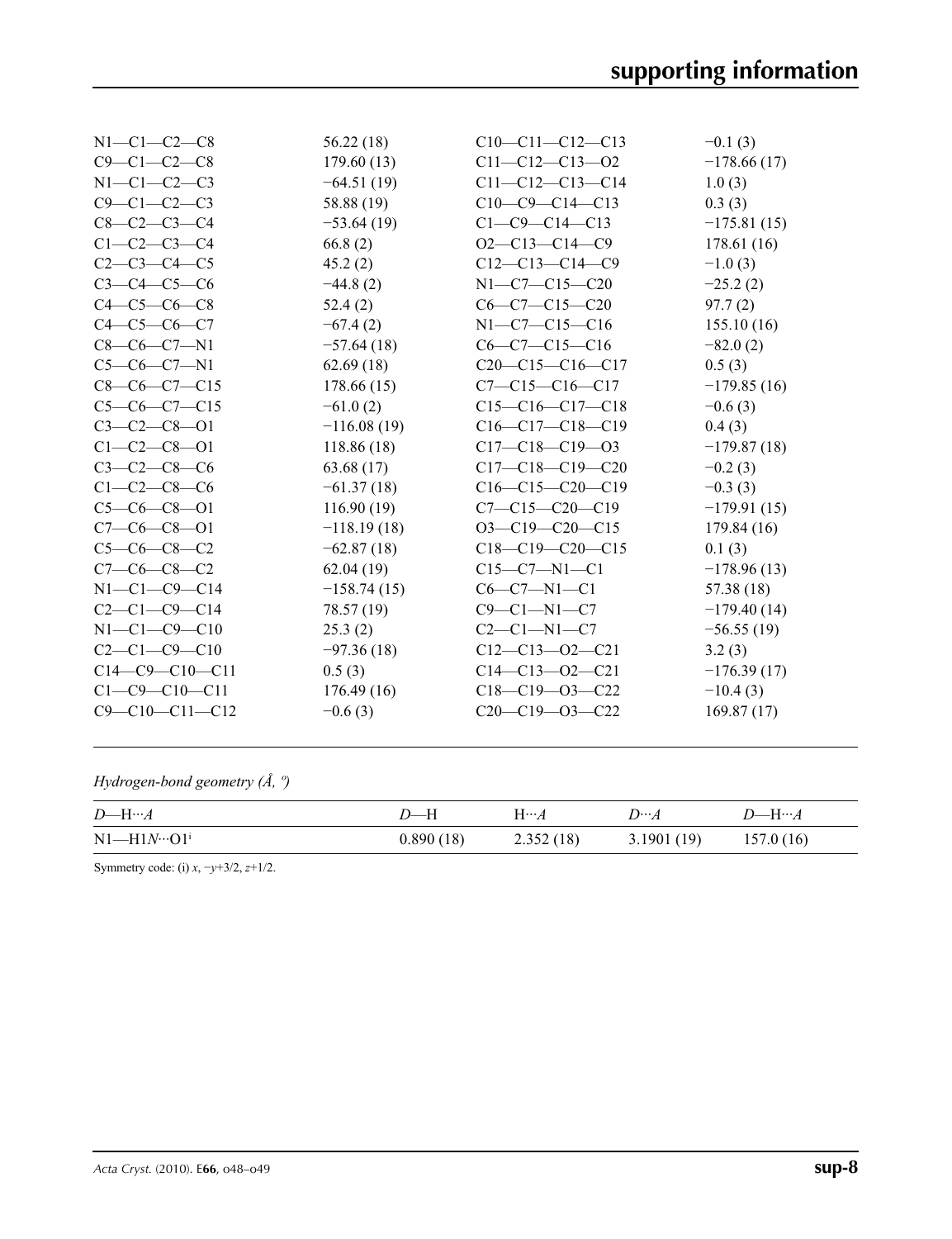| | | | |
|---|---|---|---|
| N1—C1—C2—C8 | 56.22 (18) | C10—C11—C12—C13 | −0.1 (3) |
| C9—C1—C2—C8 | 179.60 (13) | C11—C12—C13—O2 | −178.66 (17) |
| N1—C1—C2—C3 | −64.51 (19) | C11—C12—C13—C14 | 1.0 (3) |
| C9—C1—C2—C3 | 58.88 (19) | C10—C9—C14—C13 | 0.3 (3) |
| C8—C2—C3—C4 | −53.64 (19) | C1—C9—C14—C13 | −175.81 (15) |
| C1—C2—C3—C4 | 66.8 (2) | O2—C13—C14—C9 | 178.61 (16) |
| C2—C3—C4—C5 | 45.2 (2) | C12—C13—C14—C9 | −1.0 (3) |
| C3—C4—C5—C6 | −44.8 (2) | N1—C7—C15—C20 | −25.2 (2) |
| C4—C5—C6—C8 | 52.4 (2) | C6—C7—C15—C20 | 97.7 (2) |
| C4—C5—C6—C7 | −67.4 (2) | N1—C7—C15—C16 | 155.10 (16) |
| C8—C6—C7—N1 | −57.64 (18) | C6—C7—C15—C16 | −82.0 (2) |
| C5—C6—C7—N1 | 62.69 (18) | C20—C15—C16—C17 | 0.5 (3) |
| C8—C6—C7—C15 | 178.66 (15) | C7—C15—C16—C17 | −179.85 (16) |
| C5—C6—C7—C15 | −61.0 (2) | C15—C16—C17—C18 | −0.6 (3) |
| C3—C2—C8—O1 | −116.08 (19) | C16—C17—C18—C19 | 0.4 (3) |
| C1—C2—C8—O1 | 118.86 (18) | C17—C18—C19—O3 | −179.87 (18) |
| C3—C2—C8—C6 | 63.68 (17) | C17—C18—C19—C20 | −0.2 (3) |
| C1—C2—C8—C6 | −61.37 (18) | C16—C15—C20—C19 | −0.3 (3) |
| C5—C6—C8—O1 | 116.90 (19) | C7—C15—C20—C19 | −179.91 (15) |
| C7—C6—C8—O1 | −118.19 (18) | O3—C19—C20—C15 | 179.84 (16) |
| C5—C6—C8—C2 | −62.87 (18) | C18—C19—C20—C15 | 0.1 (3) |
| C7—C6—C8—C2 | 62.04 (19) | C15—C7—N1—C1 | −178.96 (13) |
| N1—C1—C9—C14 | −158.74 (15) | C6—C7—N1—C1 | 57.38 (18) |
| C2—C1—C9—C14 | 78.57 (19) | C9—C1—N1—C7 | −179.40 (14) |
| N1—C1—C9—C10 | 25.3 (2) | C2—C1—N1—C7 | −56.55 (19) |
| C2—C1—C9—C10 | −97.36 (18) | C12—C13—O2—C21 | 3.2 (3) |
| C14—C9—C10—C11 | 0.5 (3) | C14—C13—O2—C21 | −176.39 (17) |
| C1—C9—C10—C11 | 176.49 (16) | C18—C19—O3—C22 | −10.4 (3) |
| C9—C10—C11—C12 | −0.6 (3) | C20—C19—O3—C22 | 169.87 (17) |

*Hydrogen-bond geometry (Å, º)*

| *D*—H···*A* | *D*—H | H···*A* | *D*···*A* | *D*—H···*A* |
|---|---|---|---|---|
| N1—H1*N*···O1[i] | 0.890 (18) | 2.352 (18) | 3.1901 (19) | 157.0 (16) |

Symmetry code: (i) $x$, $-y+3/2$, $z+1/2$.